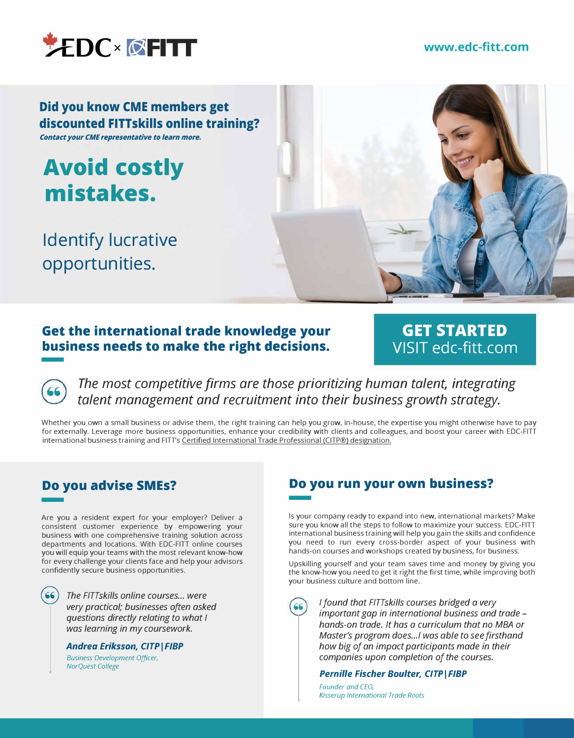EDC × FITT

www.edc-fitt.com

## Did you know CME members get discounted FITTskills online training?

***Contact your CME representative to learn more.***

# Avoid costly mistakes.

Identify lucrative opportunities.

## Get the international trade knowledge your business needs to make the right decisions.

**GET STARTED**
VISIT edc-fitt.com

> *The most competitive firms are those prioritizing human talent, integrating talent management and recruitment into their business growth strategy.*

Whether you own a small business or advise them, the right training can help you grow, in-house, the expertise you might otherwise have to pay for externally. Leverage more business opportunities, enhance your credibility with clients and colleagues, and boost your career with EDC-FITT international business training and FITT's Certified International Trade Professional (CITP®) designation.

## Do you advise SMEs?

Are you a resident expert for your employer? Deliver a consistent customer experience by empowering your business with one comprehensive training solution across departments and locations. With EDC-FITT online courses you will equip your teams with the most relevant know-how for every challenge your clients face and help your advisors confidently secure business opportunities.

> *The FITTskills online courses... were very practical; businesses often asked questions directly relating to what I was learning in my coursework.*
>
> ***Andrea Eriksson, CITP|FIBP***
> *Business Development Officer, NorQuest College*

## Do you run your own business?

Is your company ready to expand into new, international markets? Make sure you know all the steps to follow to maximize your success. EDC-FITT international business training will help you gain the skills and confidence you need to run every cross-border aspect of your business with hands-on courses and workshops created by business, for business.

Upskilling yourself and your team saves time and money by giving you the know-how you need to get it right the first time, while improving both your business culture and bottom line.

> *I found that FITTskills courses bridged a very important gap in international business and trade – hands-on trade. It has a curriculum that no MBA or Master's program does...I was able to see firsthand how big of an impact participants made in their companies upon completion of the courses.*
>
> ***Pernille Fischer Boulter, CITP|FIBP***
> *Founder and CEO, Kisserup International Trade Roots*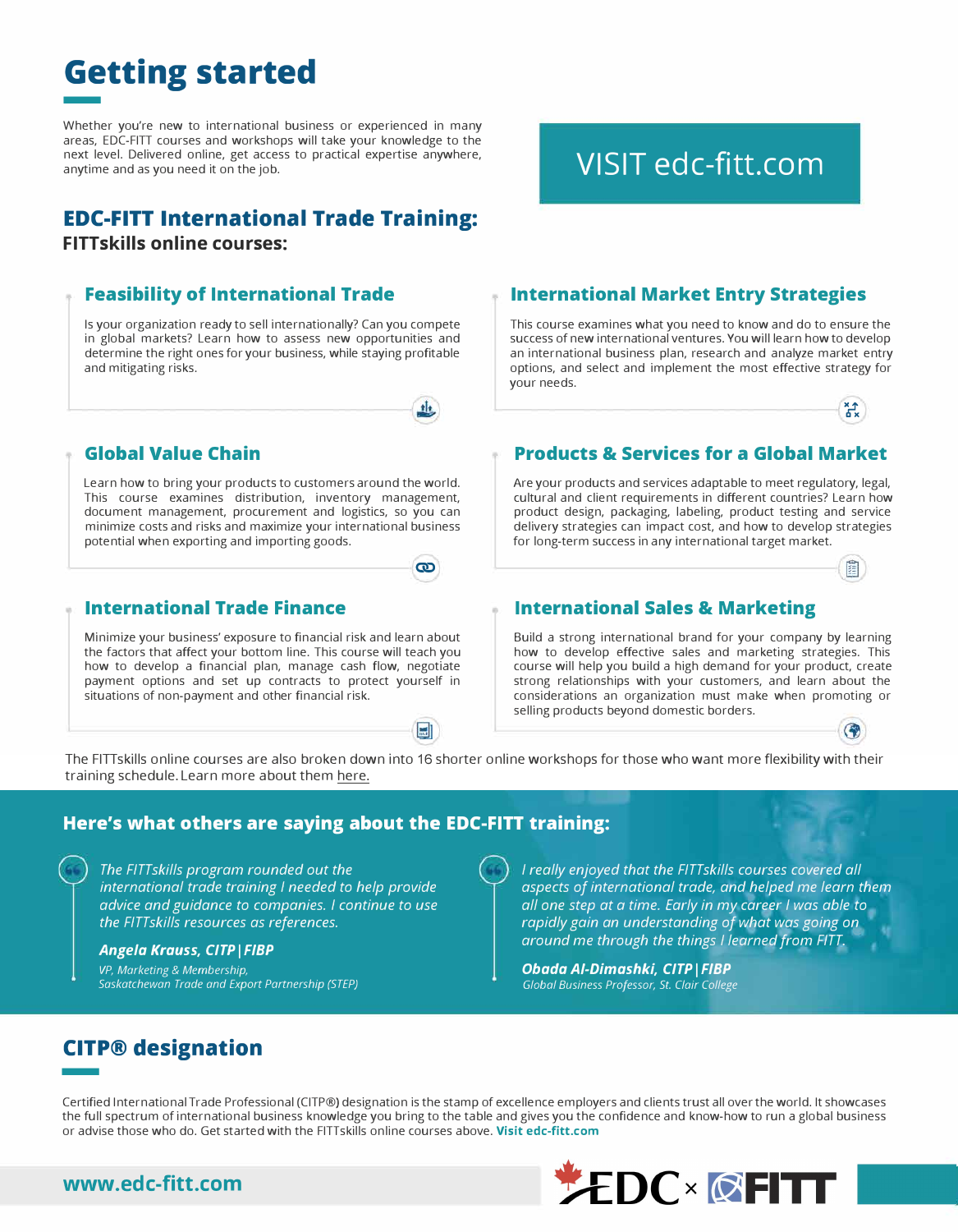# Getting started

Whether you're new to international business or experienced in many areas, EDC-FITT courses and workshops will take your knowledge to the next level. Delivered online, get access to practical expertise anywhere, anytime and as you need it on the job.

VISIT edc-fitt.com

## EDC-FITT International Trade Training:

**FITTskills online courses:**

### Feasibility of International Trade

Is your organization ready to sell internationally? Can you compete in global markets? Learn how to assess new opportunities and determine the right ones for your business, while staying profitable and mitigating risks.

### International Market Entry Strategies

This course examines what you need to know and do to ensure the success of new international ventures. You will learn how to develop an international business plan, research and analyze market entry options, and select and implement the most effective strategy for your needs.

### Global Value Chain

Learn how to bring your products to customers around the world. This course examines distribution, inventory management, document management, procurement and logistics, so you can minimize costs and risks and maximize your international business potential when exporting and importing goods.

### Products & Services for a Global Market

Are your products and services adaptable to meet regulatory, legal, cultural and client requirements in different countries? Learn how product design, packaging, labeling, product testing and service delivery strategies can impact cost, and how to develop strategies for long-term success in any international target market.

### International Trade Finance

Minimize your business' exposure to financial risk and learn about the factors that affect your bottom line. This course will teach you how to develop a financial plan, manage cash flow, negotiate payment options and set up contracts to protect yourself in situations of non-payment and other financial risk.

### International Sales & Marketing

Build a strong international brand for your company by learning how to develop effective sales and marketing strategies. This course will help you build a high demand for your product, create strong relationships with your customers, and learn about the considerations an organization must make when promoting or selling products beyond domestic borders.

The FITTskills online courses are also broken down into 16 shorter online workshops for those who want more flexibility with their training schedule. Learn more about them here.

## Here's what others are saying about the EDC-FITT training:

> *The FITTskills program rounded out the international trade training I needed to help provide advice and guidance to companies. I continue to use the FITTskills resources as references.*
>
> ***Angela Krauss, CITP | FIBP***
> *VP, Marketing & Membership,*
> *Saskatchewan Trade and Export Partnership (STEP)*

> *I really enjoyed that the FITTskills courses covered all aspects of international trade, and helped me learn them all one step at a time. Early in my career I was able to rapidly gain an understanding of what was going on around me through the things I learned from FITT.*
>
> ***Obada Al-Dimashki, CITP | FIBP***
> *Global Business Professor, St. Clair College*

## CITP® designation

Certified International Trade Professional (CITP®) designation is the stamp of excellence employers and clients trust all over the world. It showcases the full spectrum of international business knowledge you bring to the table and gives you the confidence and know-how to run a global business or advise those who do. Get started with the FITTskills online courses above. **Visit edc-fitt.com**

**www.edc-fitt.com**

EDC × FITT